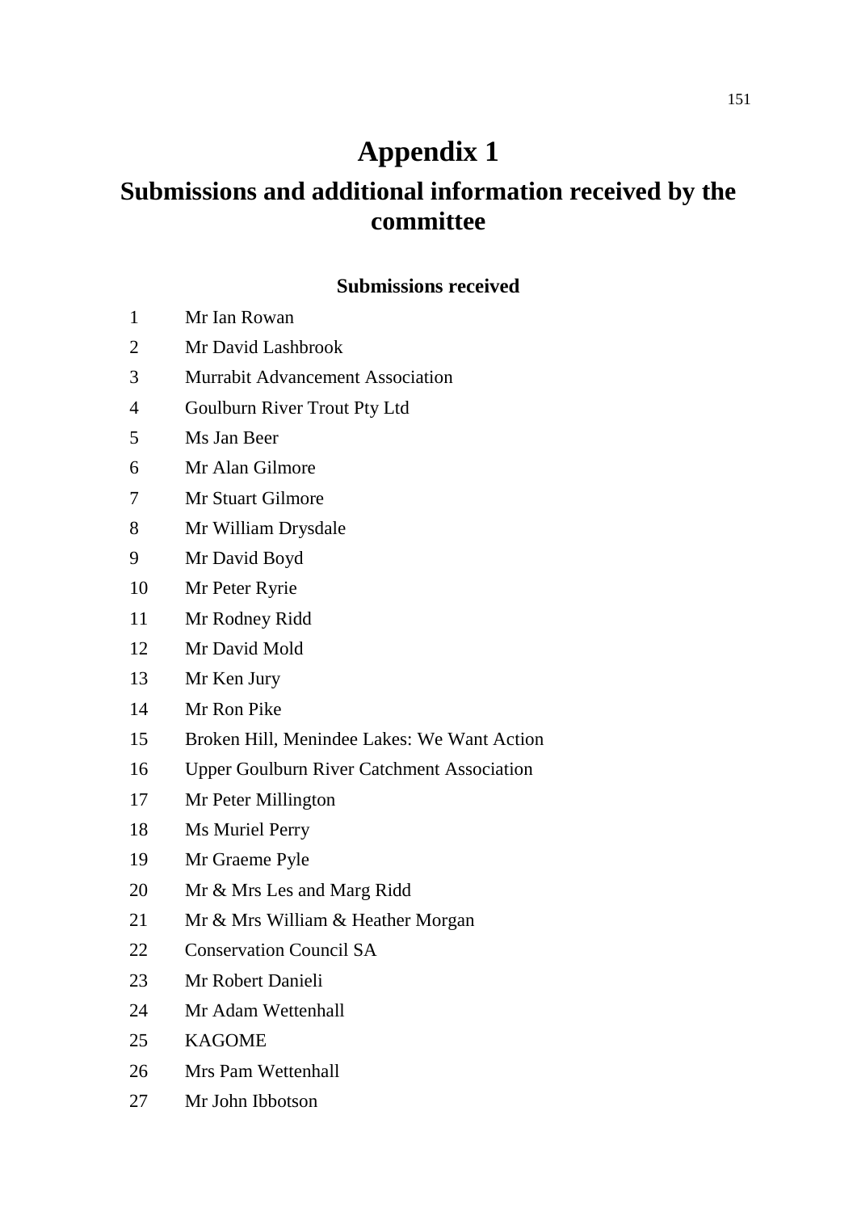# Appendix 1

## Submissions and additional information received by the committee

### Submissions received

1 Mr Ian Rowan

2 Mr David Lashbrook

3 Murrabit Advancement Association

4 Goulburn River Trout Pty Ltd

5 Ms Jan Beer

6 Mr Alan Gilmore

7 Mr Stuart Gilmore

8 Mr William Drysdale

9 Mr David Boyd

10 Mr Peter Ryrie

11 Mr Rodney Ridd

12 Mr David Mold

13 Mr Ken Jury

14 Mr Ron Pike

15 Broken Hill, Menindee Lakes: We Want Action

16 Upper Goulburn River Catchment Association

17 Mr Peter Millington

18 Ms Muriel Perry

19 Mr Graeme Pyle

20 Mr & Mrs Les and Marg Ridd

21 Mr & Mrs William & Heather Morgan

22 Conservation Council SA

23 Mr Robert Danieli

24 Mr Adam Wettenhall

25 KAGOME

26 Mrs Pam Wettenhall

27 Mr John Ibbotson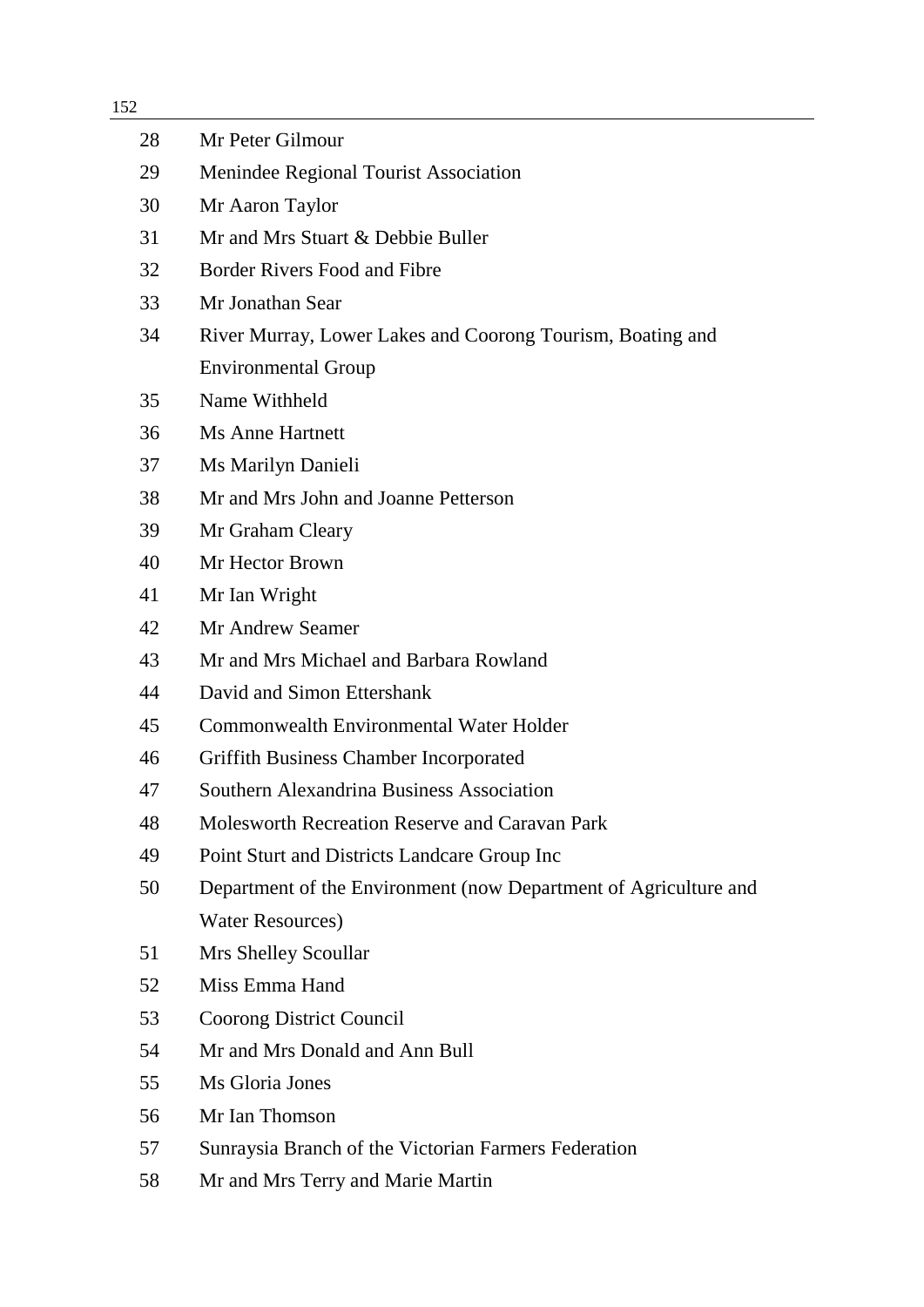| | |
|---|---|
| 28 | Mr Peter Gilmour |
| 29 | Menindee Regional Tourist Association |
| 30 | Mr Aaron Taylor |
| 31 | Mr and Mrs Stuart & Debbie Buller |
| 32 | Border Rivers Food and Fibre |
| 33 | Mr Jonathan Sear |
| 34 | River Murray, Lower Lakes and Coorong Tourism, Boating and Environmental Group |
| 35 | Name Withheld |
| 36 | Ms Anne Hartnett |
| 37 | Ms Marilyn Danieli |
| 38 | Mr and Mrs John and Joanne Petterson |
| 39 | Mr Graham Cleary |
| 40 | Mr Hector Brown |
| 41 | Mr Ian Wright |
| 42 | Mr Andrew Seamer |
| 43 | Mr and Mrs Michael and Barbara Rowland |
| 44 | David and Simon Ettershank |
| 45 | Commonwealth Environmental Water Holder |
| 46 | Griffith Business Chamber Incorporated |
| 47 | Southern Alexandrina Business Association |
| 48 | Molesworth Recreation Reserve and Caravan Park |
| 49 | Point Sturt and Districts Landcare Group Inc |
| 50 | Department of the Environment (now Department of Agriculture and Water Resources) |
| 51 | Mrs Shelley Scoullar |
| 52 | Miss Emma Hand |
| 53 | Coorong District Council |
| 54 | Mr and Mrs Donald and Ann Bull |
| 55 | Ms Gloria Jones |
| 56 | Mr Ian Thomson |
| 57 | Sunraysia Branch of the Victorian Farmers Federation |
| 58 | Mr and Mrs Terry and Marie Martin |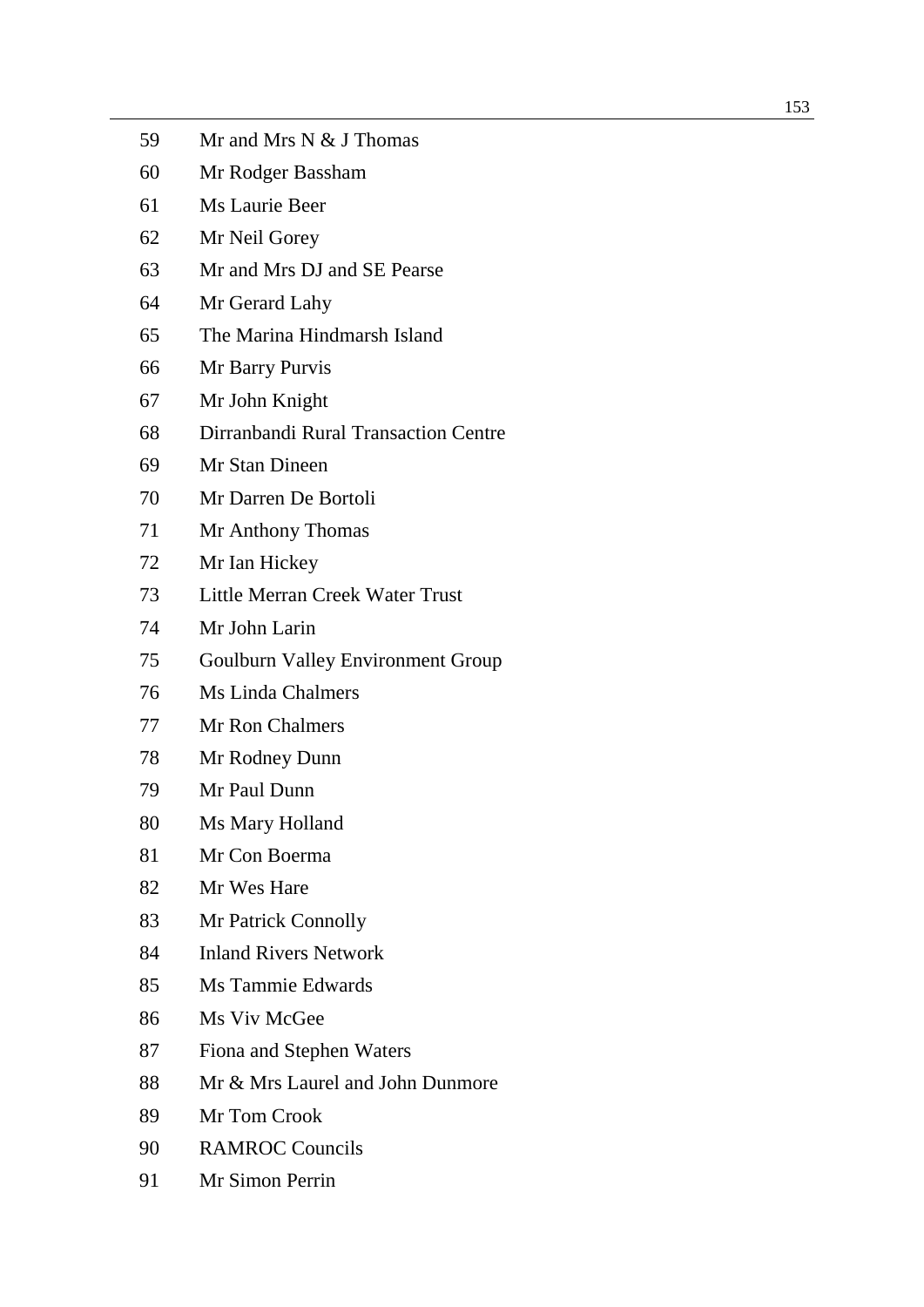| | |
|---|---|
| 59 | Mr and Mrs N & J Thomas |
| 60 | Mr Rodger Bassham |
| 61 | Ms Laurie Beer |
| 62 | Mr Neil Gorey |
| 63 | Mr and Mrs DJ and SE Pearse |
| 64 | Mr Gerard Lahy |
| 65 | The Marina Hindmarsh Island |
| 66 | Mr Barry Purvis |
| 67 | Mr John Knight |
| 68 | Dirranbandi Rural Transaction Centre |
| 69 | Mr Stan Dineen |
| 70 | Mr Darren De Bortoli |
| 71 | Mr Anthony Thomas |
| 72 | Mr Ian Hickey |
| 73 | Little Merran Creek Water Trust |
| 74 | Mr John Larin |
| 75 | Goulburn Valley Environment Group |
| 76 | Ms Linda Chalmers |
| 77 | Mr Ron Chalmers |
| 78 | Mr Rodney Dunn |
| 79 | Mr Paul Dunn |
| 80 | Ms Mary Holland |
| 81 | Mr Con Boerma |
| 82 | Mr Wes Hare |
| 83 | Mr Patrick Connolly |
| 84 | Inland Rivers Network |
| 85 | Ms Tammie Edwards |
| 86 | Ms Viv McGee |
| 87 | Fiona and Stephen Waters |
| 88 | Mr & Mrs Laurel and John Dunmore |
| 89 | Mr Tom Crook |
| 90 | RAMROC Councils |
| 91 | Mr Simon Perrin |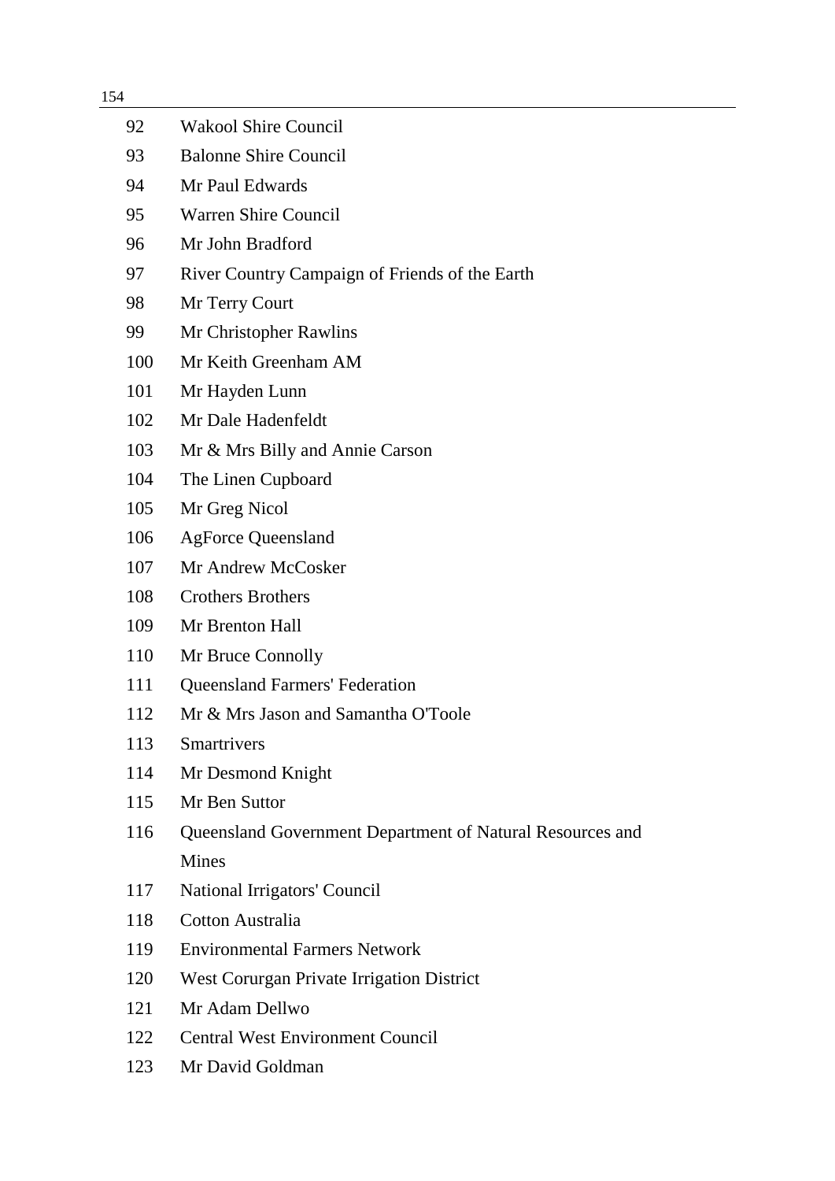| | |
|---|---|
| 92 | Wakool Shire Council |
| 93 | Balonne Shire Council |
| 94 | Mr Paul Edwards |
| 95 | Warren Shire Council |
| 96 | Mr John Bradford |
| 97 | River Country Campaign of Friends of the Earth |
| 98 | Mr Terry Court |
| 99 | Mr Christopher Rawlins |
| 100 | Mr Keith Greenham AM |
| 101 | Mr Hayden Lunn |
| 102 | Mr Dale Hadenfeldt |
| 103 | Mr & Mrs Billy and Annie Carson |
| 104 | The Linen Cupboard |
| 105 | Mr Greg Nicol |
| 106 | AgForce Queensland |
| 107 | Mr Andrew McCosker |
| 108 | Crothers Brothers |
| 109 | Mr Brenton Hall |
| 110 | Mr Bruce Connolly |
| 111 | Queensland Farmers' Federation |
| 112 | Mr & Mrs Jason and Samantha O'Toole |
| 113 | Smartrivers |
| 114 | Mr Desmond Knight |
| 115 | Mr Ben Suttor |
| 116 | Queensland Government Department of Natural Resources and Mines |
| 117 | National Irrigators' Council |
| 118 | Cotton Australia |
| 119 | Environmental Farmers Network |
| 120 | West Corurgan Private Irrigation District |
| 121 | Mr Adam Dellwo |
| 122 | Central West Environment Council |
| 123 | Mr David Goldman |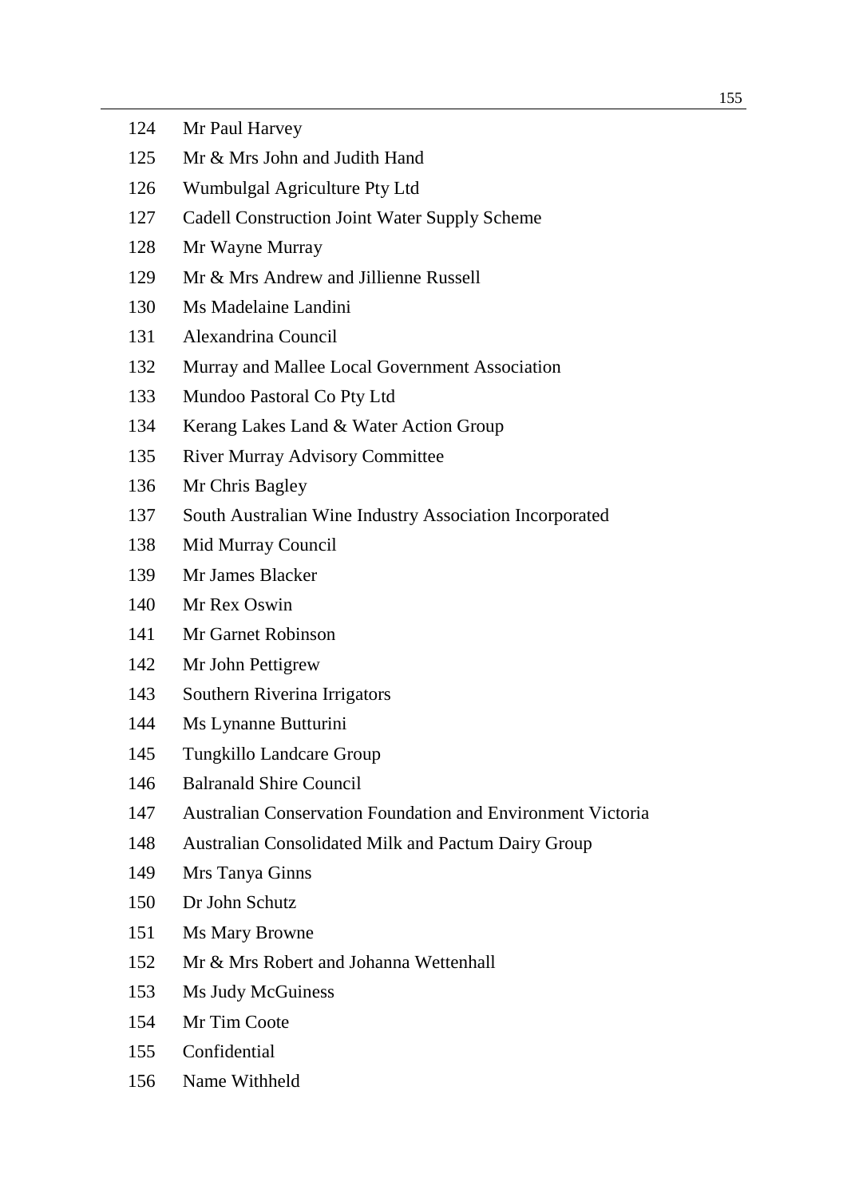| | |
|---|---|
| 124 | Mr Paul Harvey |
| 125 | Mr & Mrs John and Judith Hand |
| 126 | Wumbulgal Agriculture Pty Ltd |
| 127 | Cadell Construction Joint Water Supply Scheme |
| 128 | Mr Wayne Murray |
| 129 | Mr & Mrs Andrew and Jillienne Russell |
| 130 | Ms Madelaine Landini |
| 131 | Alexandrina Council |
| 132 | Murray and Mallee Local Government Association |
| 133 | Mundoo Pastoral Co Pty Ltd |
| 134 | Kerang Lakes Land & Water Action Group |
| 135 | River Murray Advisory Committee |
| 136 | Mr Chris Bagley |
| 137 | South Australian Wine Industry Association Incorporated |
| 138 | Mid Murray Council |
| 139 | Mr James Blacker |
| 140 | Mr Rex Oswin |
| 141 | Mr Garnet Robinson |
| 142 | Mr John Pettigrew |
| 143 | Southern Riverina Irrigators |
| 144 | Ms Lynanne Butturini |
| 145 | Tungkillo Landcare Group |
| 146 | Balranald Shire Council |
| 147 | Australian Conservation Foundation and Environment Victoria |
| 148 | Australian Consolidated Milk and Pactum Dairy Group |
| 149 | Mrs Tanya Ginns |
| 150 | Dr John Schutz |
| 151 | Ms Mary Browne |
| 152 | Mr & Mrs Robert and Johanna Wettenhall |
| 153 | Ms Judy McGuiness |
| 154 | Mr Tim Coote |
| 155 | Confidential |
| 156 | Name Withheld |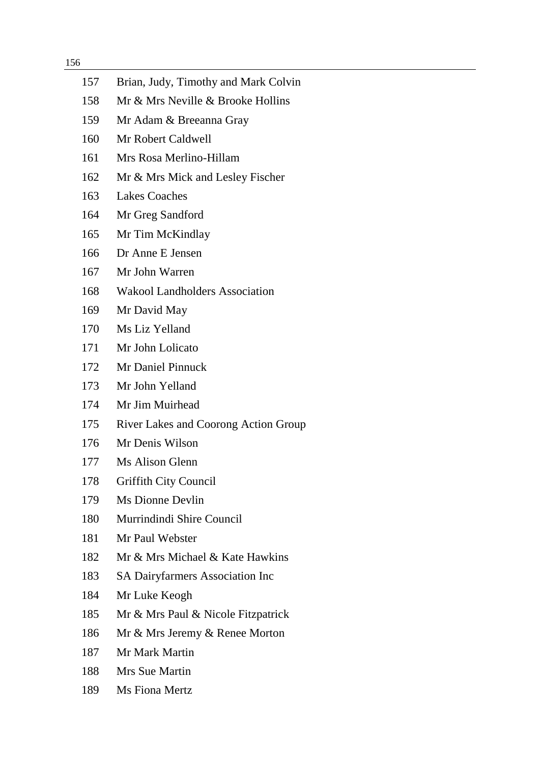157. Brian, Judy, Timothy and Mark Colvin
158. Mr & Mrs Neville & Brooke Hollins
159. Mr Adam & Breeanna Gray
160. Mr Robert Caldwell
161. Mrs Rosa Merlino-Hillam
162. Mr & Mrs Mick and Lesley Fischer
163. Lakes Coaches
164. Mr Greg Sandford
165. Mr Tim McKindlay
166. Dr Anne E Jensen
167. Mr John Warren
168. Wakool Landholders Association
169. Mr David May
170. Ms Liz Yelland
171. Mr John Lolicato
172. Mr Daniel Pinnuck
173. Mr John Yelland
174. Mr Jim Muirhead
175. River Lakes and Coorong Action Group
176. Mr Denis Wilson
177. Ms Alison Glenn
178. Griffith City Council
179. Ms Dionne Devlin
180. Murrindindi Shire Council
181. Mr Paul Webster
182. Mr & Mrs Michael & Kate Hawkins
183. SA Dairyfarmers Association Inc
184. Mr Luke Keogh
185. Mr & Mrs Paul & Nicole Fitzpatrick
186. Mr & Mrs Jeremy & Renee Morton
187. Mr Mark Martin
188. Mrs Sue Martin
189. Ms Fiona Mertz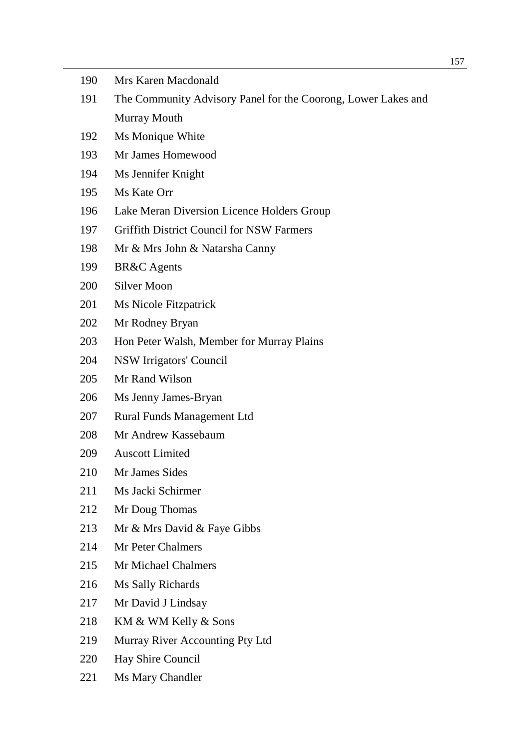| | |
|---|---|
| 190 | Mrs Karen Macdonald |
| 191 | The Community Advisory Panel for the Coorong, Lower Lakes and Murray Mouth |
| 192 | Ms Monique White |
| 193 | Mr James Homewood |
| 194 | Ms Jennifer Knight |
| 195 | Ms Kate Orr |
| 196 | Lake Meran Diversion Licence Holders Group |
| 197 | Griffith District Council for NSW Farmers |
| 198 | Mr & Mrs John & Natarsha Canny |
| 199 | BR&C Agents |
| 200 | Silver Moon |
| 201 | Ms Nicole Fitzpatrick |
| 202 | Mr Rodney Bryan |
| 203 | Hon Peter Walsh, Member for Murray Plains |
| 204 | NSW Irrigators' Council |
| 205 | Mr Rand Wilson |
| 206 | Ms Jenny James-Bryan |
| 207 | Rural Funds Management Ltd |
| 208 | Mr Andrew Kassebaum |
| 209 | Auscott Limited |
| 210 | Mr James Sides |
| 211 | Ms Jacki Schirmer |
| 212 | Mr Doug Thomas |
| 213 | Mr & Mrs David & Faye Gibbs |
| 214 | Mr Peter Chalmers |
| 215 | Mr Michael Chalmers |
| 216 | Ms Sally Richards |
| 217 | Mr David J Lindsay |
| 218 | KM & WM Kelly & Sons |
| 219 | Murray River Accounting Pty Ltd |
| 220 | Hay Shire Council |
| 221 | Ms Mary Chandler |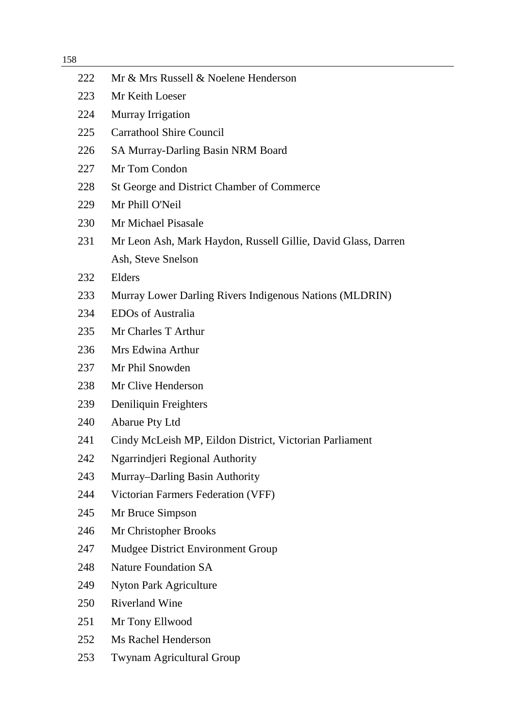| | |
|---|---|
| 222 | Mr & Mrs Russell & Noelene Henderson |
| 223 | Mr Keith Loeser |
| 224 | Murray Irrigation |
| 225 | Carrathool Shire Council |
| 226 | SA Murray-Darling Basin NRM Board |
| 227 | Mr Tom Condon |
| 228 | St George and District Chamber of Commerce |
| 229 | Mr Phill O'Neil |
| 230 | Mr Michael Pisasale |
| 231 | Mr Leon Ash, Mark Haydon, Russell Gillie, David Glass, Darren Ash, Steve Snelson |
| 232 | Elders |
| 233 | Murray Lower Darling Rivers Indigenous Nations (MLDRIN) |
| 234 | EDOs of Australia |
| 235 | Mr Charles T Arthur |
| 236 | Mrs Edwina Arthur |
| 237 | Mr Phil Snowden |
| 238 | Mr Clive Henderson |
| 239 | Deniliquin Freighters |
| 240 | Abarue Pty Ltd |
| 241 | Cindy McLeish MP, Eildon District, Victorian Parliament |
| 242 | Ngarrindjeri Regional Authority |
| 243 | Murray–Darling Basin Authority |
| 244 | Victorian Farmers Federation (VFF) |
| 245 | Mr Bruce Simpson |
| 246 | Mr Christopher Brooks |
| 247 | Mudgee District Environment Group |
| 248 | Nature Foundation SA |
| 249 | Nyton Park Agriculture |
| 250 | Riverland Wine |
| 251 | Mr Tony Ellwood |
| 252 | Ms Rachel Henderson |
| 253 | Twynam Agricultural Group |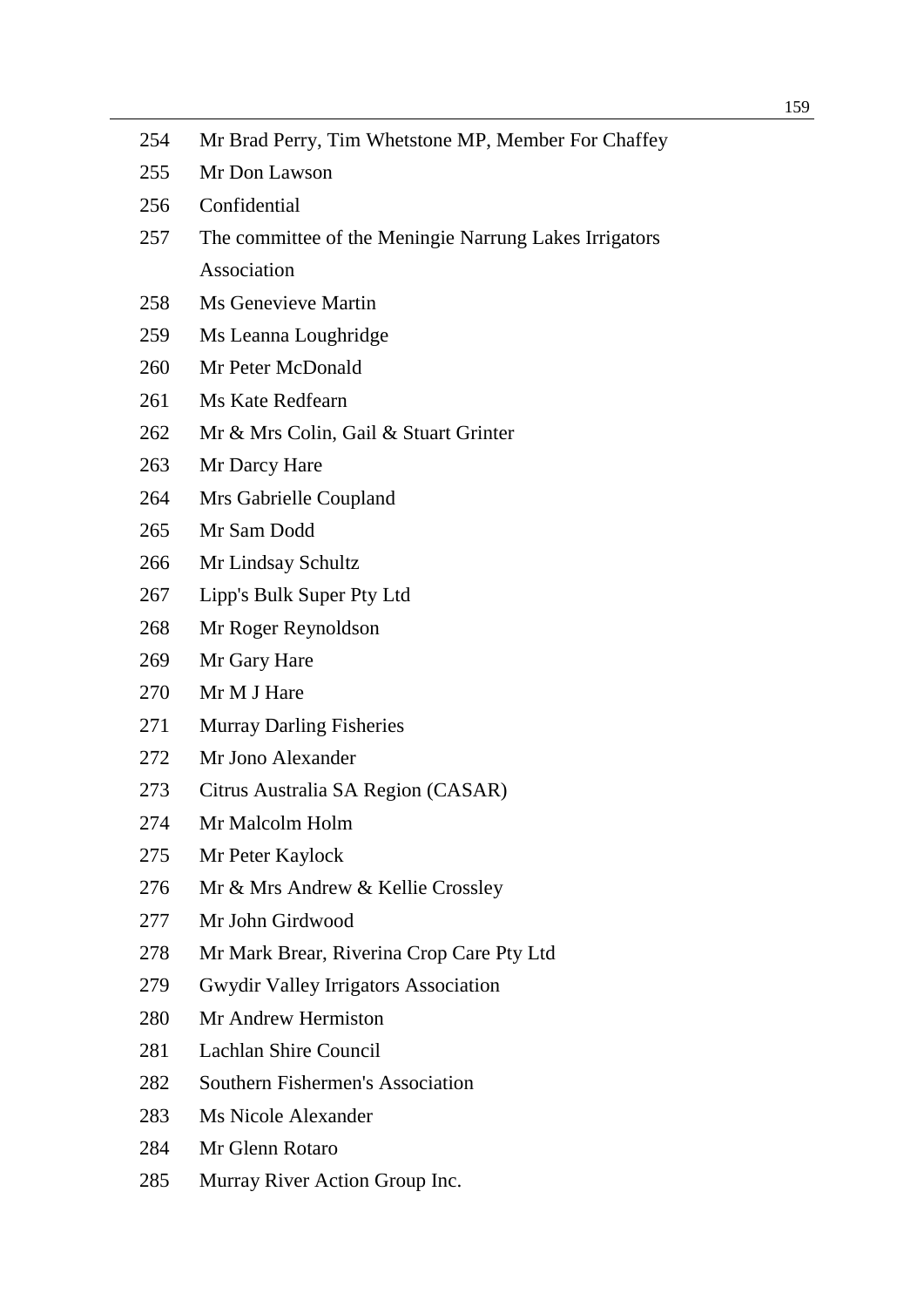254 Mr Brad Perry, Tim Whetstone MP, Member For Chaffey

255 Mr Don Lawson

256 Confidential

257 The committee of the Meningie Narrung Lakes Irrigators Association

258 Ms Genevieve Martin

259 Ms Leanna Loughridge

260 Mr Peter McDonald

261 Ms Kate Redfearn

262 Mr & Mrs Colin, Gail & Stuart Grinter

263 Mr Darcy Hare

264 Mrs Gabrielle Coupland

265 Mr Sam Dodd

266 Mr Lindsay Schultz

267 Lipp's Bulk Super Pty Ltd

268 Mr Roger Reynoldson

269 Mr Gary Hare

270 Mr M J Hare

271 Murray Darling Fisheries

272 Mr Jono Alexander

273 Citrus Australia SA Region (CASAR)

274 Mr Malcolm Holm

275 Mr Peter Kaylock

276 Mr & Mrs Andrew & Kellie Crossley

277 Mr John Girdwood

278 Mr Mark Brear, Riverina Crop Care Pty Ltd

279 Gwydir Valley Irrigators Association

280 Mr Andrew Hermiston

281 Lachlan Shire Council

282 Southern Fishermen's Association

283 Ms Nicole Alexander

284 Mr Glenn Rotaro

285 Murray River Action Group Inc.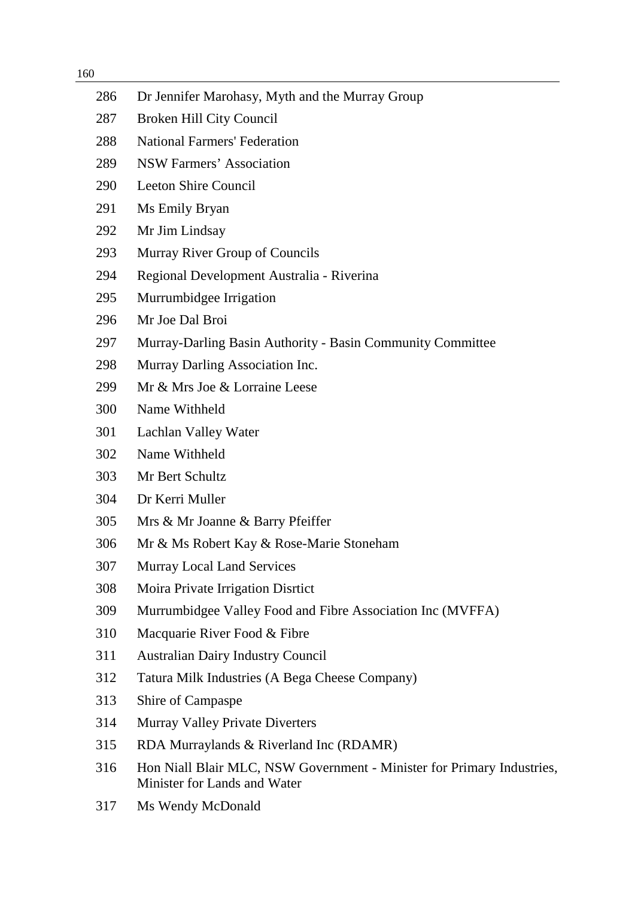| | |
|---|---|
| 286 | Dr Jennifer Marohasy, Myth and the Murray Group |
| 287 | Broken Hill City Council |
| 288 | National Farmers' Federation |
| 289 | NSW Farmers' Association |
| 290 | Leeton Shire Council |
| 291 | Ms Emily Bryan |
| 292 | Mr Jim Lindsay |
| 293 | Murray River Group of Councils |
| 294 | Regional Development Australia - Riverina |
| 295 | Murrumbidgee Irrigation |
| 296 | Mr Joe Dal Broi |
| 297 | Murray-Darling Basin Authority - Basin Community Committee |
| 298 | Murray Darling Association Inc. |
| 299 | Mr & Mrs Joe & Lorraine Leese |
| 300 | Name Withheld |
| 301 | Lachlan Valley Water |
| 302 | Name Withheld |
| 303 | Mr Bert Schultz |
| 304 | Dr Kerri Muller |
| 305 | Mrs & Mr Joanne & Barry Pfeiffer |
| 306 | Mr & Ms Robert Kay & Rose-Marie Stoneham |
| 307 | Murray Local Land Services |
| 308 | Moira Private Irrigation Disrtict |
| 309 | Murrumbidgee Valley Food and Fibre Association Inc (MVFFA) |
| 310 | Macquarie River Food & Fibre |
| 311 | Australian Dairy Industry Council |
| 312 | Tatura Milk Industries (A Bega Cheese Company) |
| 313 | Shire of Campaspe |
| 314 | Murray Valley Private Diverters |
| 315 | RDA Murraylands & Riverland Inc (RDAMR) |
| 316 | Hon Niall Blair MLC, NSW Government - Minister for Primary Industries, Minister for Lands and Water |
| 317 | Ms Wendy McDonald |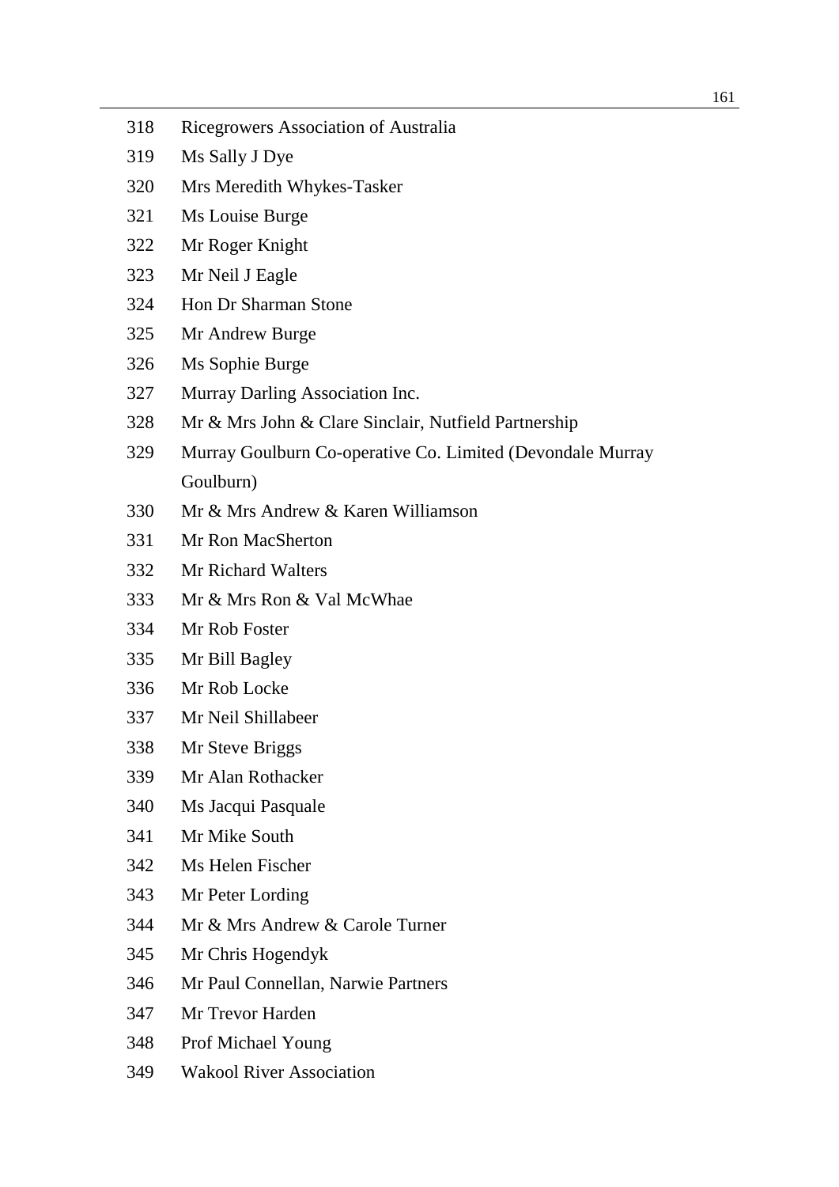318 Ricegrowers Association of Australia

319 Ms Sally J Dye

320 Mrs Meredith Whykes-Tasker

321 Ms Louise Burge

322 Mr Roger Knight

323 Mr Neil J Eagle

324 Hon Dr Sharman Stone

325 Mr Andrew Burge

326 Ms Sophie Burge

327 Murray Darling Association Inc.

328 Mr & Mrs John & Clare Sinclair, Nutfield Partnership

329 Murray Goulburn Co-operative Co. Limited (Devondale Murray Goulburn)

330 Mr & Mrs Andrew & Karen Williamson

331 Mr Ron MacSherton

332 Mr Richard Walters

333 Mr & Mrs Ron & Val McWhae

334 Mr Rob Foster

335 Mr Bill Bagley

336 Mr Rob Locke

337 Mr Neil Shillabeer

338 Mr Steve Briggs

339 Mr Alan Rothacker

340 Ms Jacqui Pasquale

341 Mr Mike South

342 Ms Helen Fischer

343 Mr Peter Lording

344 Mr & Mrs Andrew & Carole Turner

345 Mr Chris Hogendyk

346 Mr Paul Connellan, Narwie Partners

347 Mr Trevor Harden

348 Prof Michael Young

349 Wakool River Association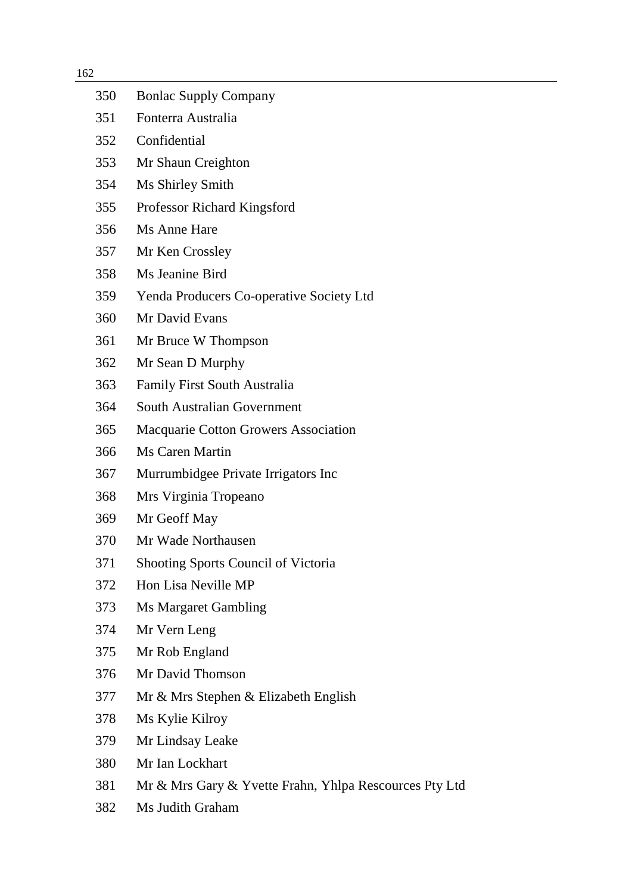| | |
|---|---|
| 350 | Bonlac Supply Company |
| 351 | Fonterra Australia |
| 352 | Confidential |
| 353 | Mr Shaun Creighton |
| 354 | Ms Shirley Smith |
| 355 | Professor Richard Kingsford |
| 356 | Ms Anne Hare |
| 357 | Mr Ken Crossley |
| 358 | Ms Jeanine Bird |
| 359 | Yenda Producers Co-operative Society Ltd |
| 360 | Mr David Evans |
| 361 | Mr Bruce W Thompson |
| 362 | Mr Sean D Murphy |
| 363 | Family First South Australia |
| 364 | South Australian Government |
| 365 | Macquarie Cotton Growers Association |
| 366 | Ms Caren Martin |
| 367 | Murrumbidgee Private Irrigators Inc |
| 368 | Mrs Virginia Tropeano |
| 369 | Mr Geoff May |
| 370 | Mr Wade Northausen |
| 371 | Shooting Sports Council of Victoria |
| 372 | Hon Lisa Neville MP |
| 373 | Ms Margaret Gambling |
| 374 | Mr Vern Leng |
| 375 | Mr Rob England |
| 376 | Mr David Thomson |
| 377 | Mr & Mrs Stephen & Elizabeth English |
| 378 | Ms Kylie Kilroy |
| 379 | Mr Lindsay Leake |
| 380 | Mr Ian Lockhart |
| 381 | Mr & Mrs Gary & Yvette Frahn, Yhlpa Rescources Pty Ltd |
| 382 | Ms Judith Graham |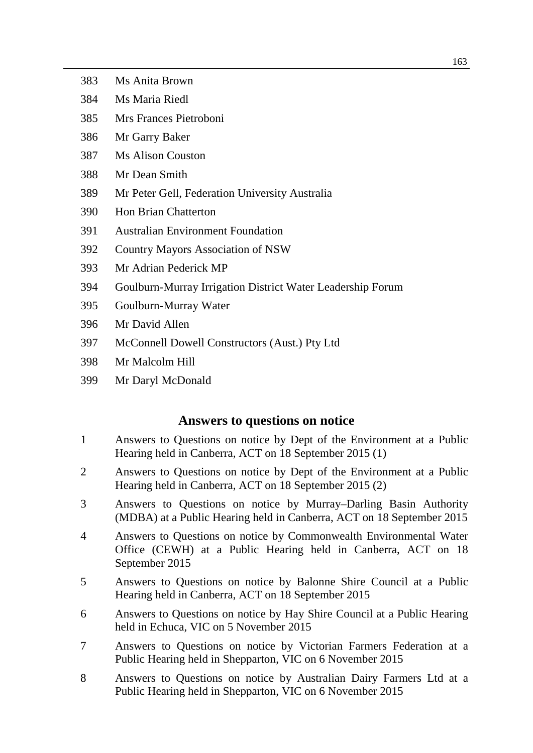383 Ms Anita Brown

384 Ms Maria Riedl

385 Mrs Frances Pietroboni

386 Mr Garry Baker

387 Ms Alison Couston

388 Mr Dean Smith

389 Mr Peter Gell, Federation University Australia

390 Hon Brian Chatterton

391 Australian Environment Foundation

392 Country Mayors Association of NSW

393 Mr Adrian Pederick MP

394 Goulburn-Murray Irrigation District Water Leadership Forum

395 Goulburn-Murray Water

396 Mr David Allen

397 McConnell Dowell Constructors (Aust.) Pty Ltd

398 Mr Malcolm Hill

399 Mr Daryl McDonald

## Answers to questions on notice

1 Answers to Questions on notice by Dept of the Environment at a Public Hearing held in Canberra, ACT on 18 September 2015 (1)

2 Answers to Questions on notice by Dept of the Environment at a Public Hearing held in Canberra, ACT on 18 September 2015 (2)

3 Answers to Questions on notice by Murray–Darling Basin Authority (MDBA) at a Public Hearing held in Canberra, ACT on 18 September 2015

4 Answers to Questions on notice by Commonwealth Environmental Water Office (CEWH) at a Public Hearing held in Canberra, ACT on 18 September 2015

5 Answers to Questions on notice by Balonne Shire Council at a Public Hearing held in Canberra, ACT on 18 September 2015

6 Answers to Questions on notice by Hay Shire Council at a Public Hearing held in Echuca, VIC on 5 November 2015

7 Answers to Questions on notice by Victorian Farmers Federation at a Public Hearing held in Shepparton, VIC on 6 November 2015

8 Answers to Questions on notice by Australian Dairy Farmers Ltd at a Public Hearing held in Shepparton, VIC on 6 November 2015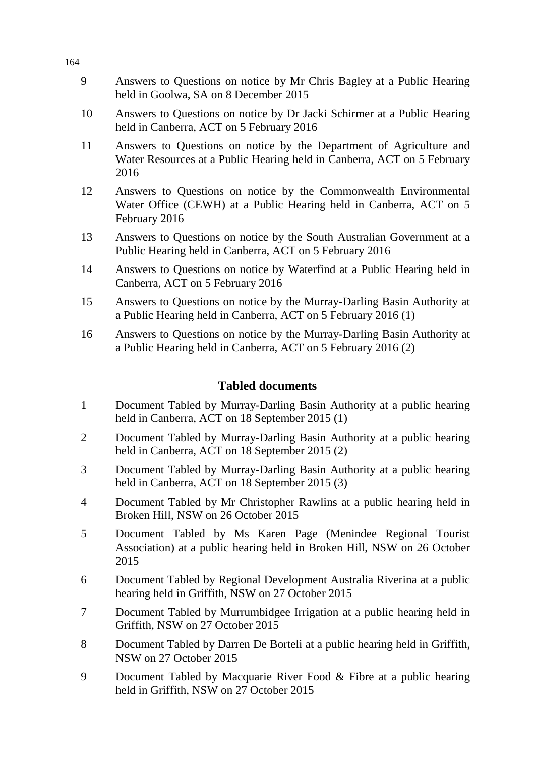9 Answers to Questions on notice by Mr Chris Bagley at a Public Hearing held in Goolwa, SA on 8 December 2015

10 Answers to Questions on notice by Dr Jacki Schirmer at a Public Hearing held in Canberra, ACT on 5 February 2016

11 Answers to Questions on notice by the Department of Agriculture and Water Resources at a Public Hearing held in Canberra, ACT on 5 February 2016

12 Answers to Questions on notice by the Commonwealth Environmental Water Office (CEWH) at a Public Hearing held in Canberra, ACT on 5 February 2016

13 Answers to Questions on notice by the South Australian Government at a Public Hearing held in Canberra, ACT on 5 February 2016

14 Answers to Questions on notice by Waterfind at a Public Hearing held in Canberra, ACT on 5 February 2016

15 Answers to Questions on notice by the Murray-Darling Basin Authority at a Public Hearing held in Canberra, ACT on 5 February 2016 (1)

16 Answers to Questions on notice by the Murray-Darling Basin Authority at a Public Hearing held in Canberra, ACT on 5 February 2016 (2)

## Tabled documents

1 Document Tabled by Murray-Darling Basin Authority at a public hearing held in Canberra, ACT on 18 September 2015 (1)

2 Document Tabled by Murray-Darling Basin Authority at a public hearing held in Canberra, ACT on 18 September 2015 (2)

3 Document Tabled by Murray-Darling Basin Authority at a public hearing held in Canberra, ACT on 18 September 2015 (3)

4 Document Tabled by Mr Christopher Rawlins at a public hearing held in Broken Hill, NSW on 26 October 2015

5 Document Tabled by Ms Karen Page (Menindee Regional Tourist Association) at a public hearing held in Broken Hill, NSW on 26 October 2015

6 Document Tabled by Regional Development Australia Riverina at a public hearing held in Griffith, NSW on 27 October 2015

7 Document Tabled by Murrumbidgee Irrigation at a public hearing held in Griffith, NSW on 27 October 2015

8 Document Tabled by Darren De Borteli at a public hearing held in Griffith, NSW on 27 October 2015

9 Document Tabled by Macquarie River Food & Fibre at a public hearing held in Griffith, NSW on 27 October 2015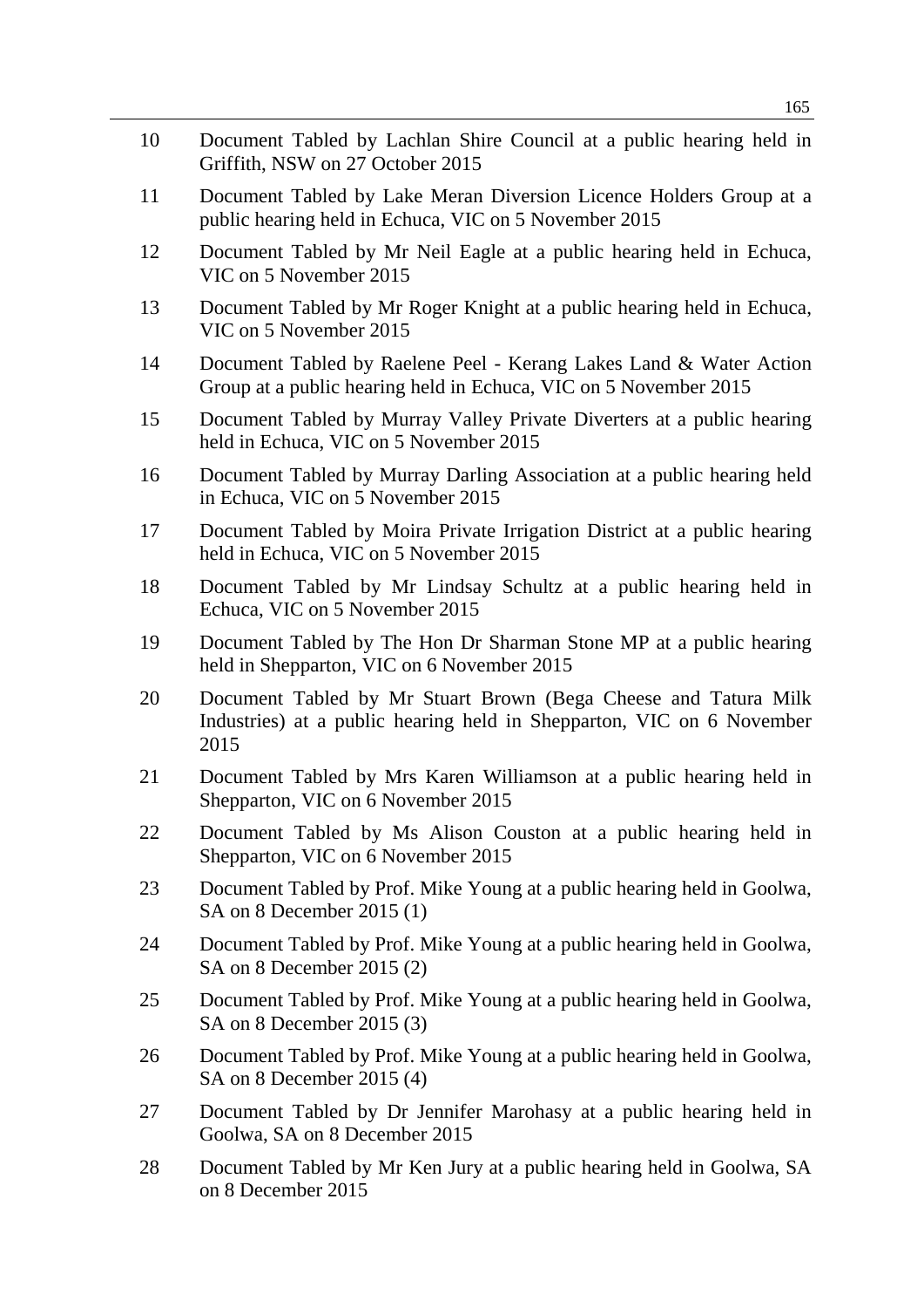10 Document Tabled by Lachlan Shire Council at a public hearing held in Griffith, NSW on 27 October 2015

11 Document Tabled by Lake Meran Diversion Licence Holders Group at a public hearing held in Echuca, VIC on 5 November 2015

12 Document Tabled by Mr Neil Eagle at a public hearing held in Echuca, VIC on 5 November 2015

13 Document Tabled by Mr Roger Knight at a public hearing held in Echuca, VIC on 5 November 2015

14 Document Tabled by Raelene Peel - Kerang Lakes Land & Water Action Group at a public hearing held in Echuca, VIC on 5 November 2015

15 Document Tabled by Murray Valley Private Diverters at a public hearing held in Echuca, VIC on 5 November 2015

16 Document Tabled by Murray Darling Association at a public hearing held in Echuca, VIC on 5 November 2015

17 Document Tabled by Moira Private Irrigation District at a public hearing held in Echuca, VIC on 5 November 2015

18 Document Tabled by Mr Lindsay Schultz at a public hearing held in Echuca, VIC on 5 November 2015

19 Document Tabled by The Hon Dr Sharman Stone MP at a public hearing held in Shepparton, VIC on 6 November 2015

20 Document Tabled by Mr Stuart Brown (Bega Cheese and Tatura Milk Industries) at a public hearing held in Shepparton, VIC on 6 November 2015

21 Document Tabled by Mrs Karen Williamson at a public hearing held in Shepparton, VIC on 6 November 2015

22 Document Tabled by Ms Alison Couston at a public hearing held in Shepparton, VIC on 6 November 2015

23 Document Tabled by Prof. Mike Young at a public hearing held in Goolwa, SA on 8 December 2015 (1)

24 Document Tabled by Prof. Mike Young at a public hearing held in Goolwa, SA on 8 December 2015 (2)

25 Document Tabled by Prof. Mike Young at a public hearing held in Goolwa, SA on 8 December 2015 (3)

26 Document Tabled by Prof. Mike Young at a public hearing held in Goolwa, SA on 8 December 2015 (4)

27 Document Tabled by Dr Jennifer Marohasy at a public hearing held in Goolwa, SA on 8 December 2015

28 Document Tabled by Mr Ken Jury at a public hearing held in Goolwa, SA on 8 December 2015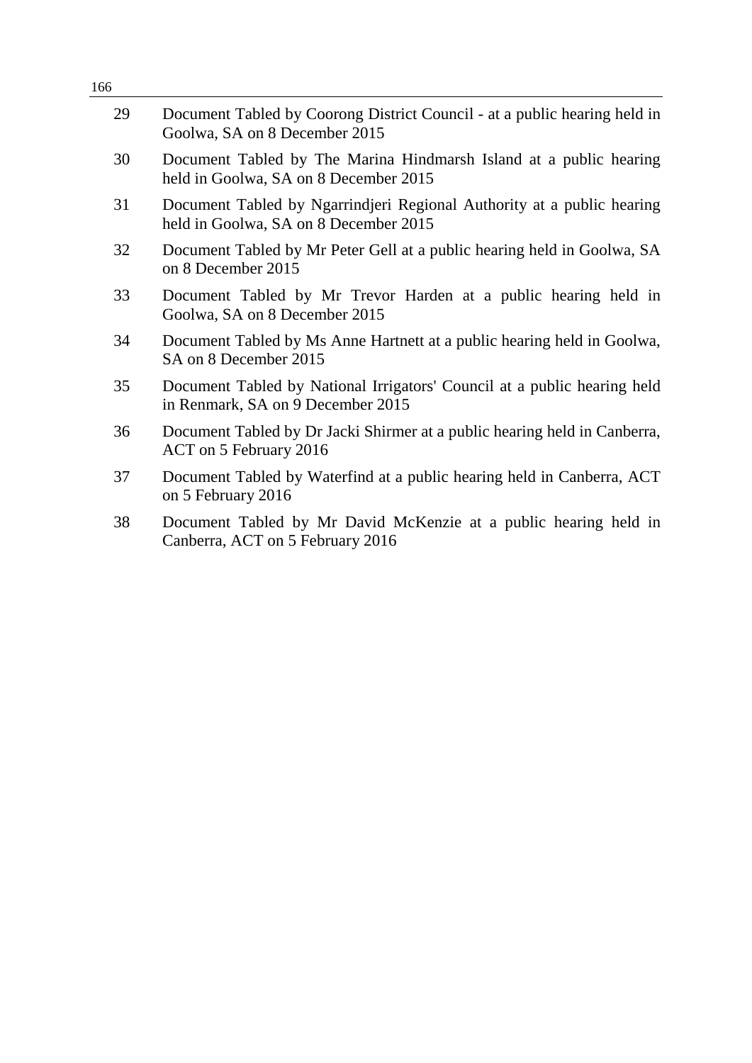29 Document Tabled by Coorong District Council - at a public hearing held in Goolwa, SA on 8 December 2015

30 Document Tabled by The Marina Hindmarsh Island at a public hearing held in Goolwa, SA on 8 December 2015

31 Document Tabled by Ngarrindjeri Regional Authority at a public hearing held in Goolwa, SA on 8 December 2015

32 Document Tabled by Mr Peter Gell at a public hearing held in Goolwa, SA on 8 December 2015

33 Document Tabled by Mr Trevor Harden at a public hearing held in Goolwa, SA on 8 December 2015

34 Document Tabled by Ms Anne Hartnett at a public hearing held in Goolwa, SA on 8 December 2015

35 Document Tabled by National Irrigators' Council at a public hearing held in Renmark, SA on 9 December 2015

36 Document Tabled by Dr Jacki Shirmer at a public hearing held in Canberra, ACT on 5 February 2016

37 Document Tabled by Waterfind at a public hearing held in Canberra, ACT on 5 February 2016

38 Document Tabled by Mr David McKenzie at a public hearing held in Canberra, ACT on 5 February 2016